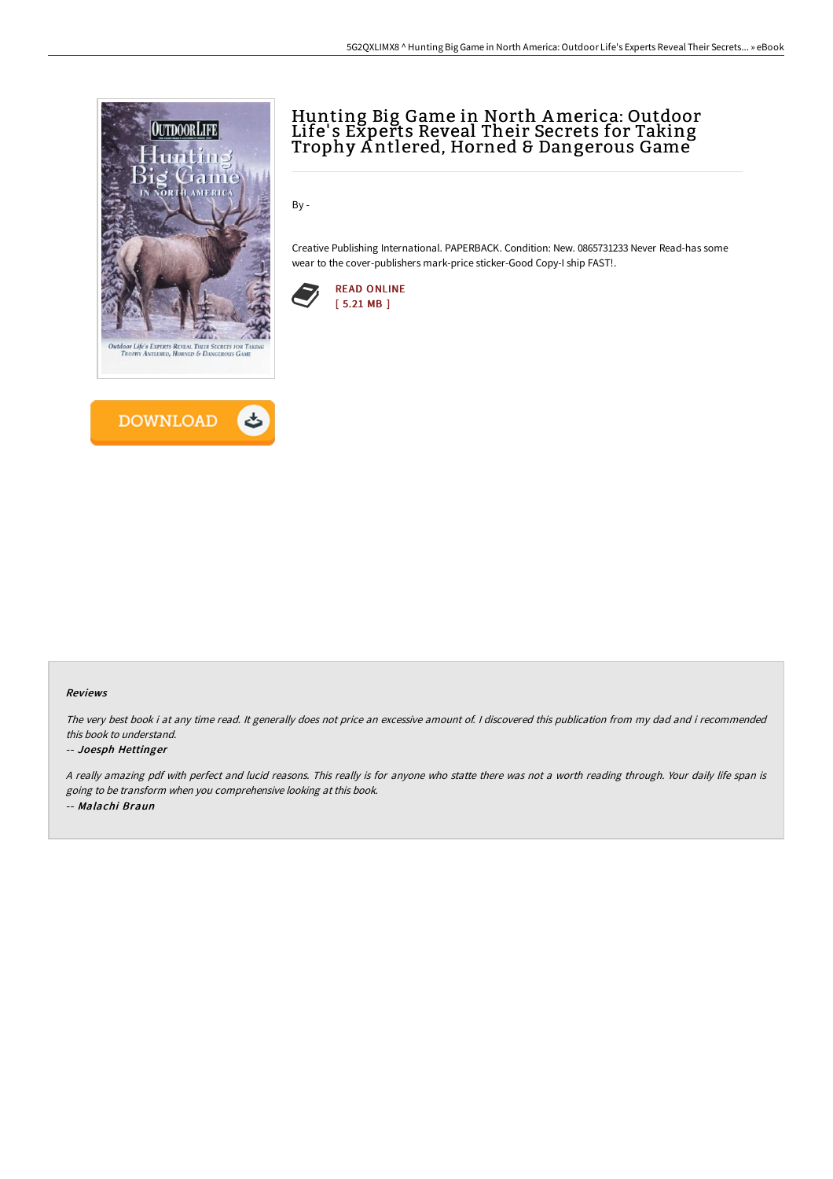# Hunting Big Game in North America: Outdoor Life's Experts Reveal Their Secrets for Taking Trophy Antlered, Horned & Dangerous Game

By -

Creative Publishing International. PAPERBACK. Condition: New. 0865731233 Never Read-has some wear to the cover-publishers mark-price sticker-Good Copy-I ship FAST!.

READ ONLINE
[ 5.21 MB ]

DOWNLOAD

#### Reviews

*The very best book i at any time read. It generally does not price an excessive amount of. I discovered this publication from my dad and i recommended this book to understand.*

*-- Joesph Hettinger*

*A really amazing pdf with perfect and lucid reasons. This really is for anyone who statte there was not a worth reading through. Your daily life span is going to be transform when you comprehensive looking at this book.*

*-- Malachi Braun*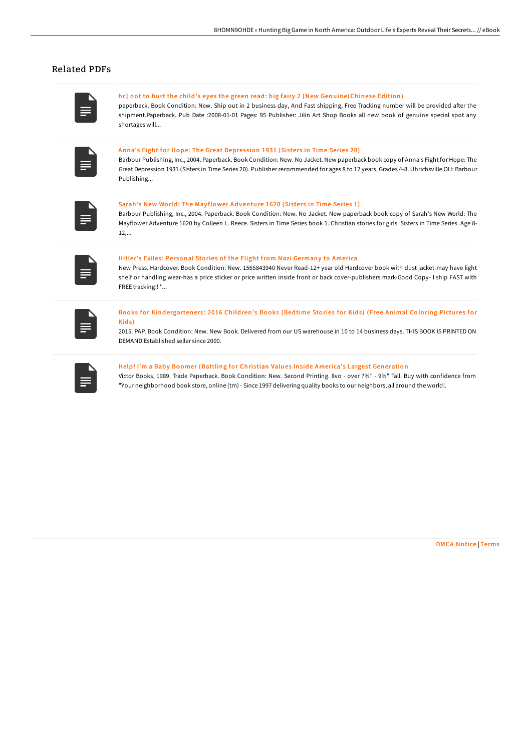## Related PDFs

### hc] not to hurt the child's eyes the green read: big fairy 2 [New Genuine(Chinese Edition)

paperback. Book Condition: New. Ship out in 2 business day, And Fast shipping, Free Tracking number will be provided after the shipment.Paperback. Pub Date :2008-01-01 Pages: 95 Publisher: Jilin Art Shop Books all new book of genuine special spot any shortages will...

### Anna's Fight for Hope: The Great Depression 1931 (Sisters in Time Series 20)

Barbour Publishing, Inc., 2004. Paperback. Book Condition: New. No Jacket. New paperback book copy of Anna's Fight for Hope: The Great Depression 1931 (Sisters in Time Series 20). Publisher recommended for ages 8 to 12 years, Grades 4-8. Uhrichsville OH: Barbour Publishing...

### Sarah's New World: The Mayflower Adventure 1620 (Sisters in Time Series 1)

Barbour Publishing, Inc., 2004. Paperback. Book Condition: New. No Jacket. New paperback book copy of Sarah's New World: The Mayflower Adventure 1620 by Colleen L. Reece. Sisters in Time Series book 1. Christian stories for girls. Sisters in Time Series. Age 8-12,...

### Hitler's Exiles: Personal Stories of the Flight from Nazi Germany to America

New Press. Hardcover. Book Condition: New. 1565843940 Never Read-12+ year old Hardcover book with dust jacket-may have light shelf or handling wear-has a price sticker or price written inside front or back cover-publishers mark-Good Copy- I ship FAST with FREE tracking!! *...

### Books for Kindergarteners: 2016 Children's Books (Bedtime Stories for Kids) (Free Animal Coloring Pictures for Kids)

2015. PAP. Book Condition: New. New Book. Delivered from our US warehouse in 10 to 14 business days. THIS BOOK IS PRINTED ON DEMAND.Established seller since 2000.

### Help! I'm a Baby Boomer (Battling for Christian Values Inside America's Largest Generation

Victor Books, 1989. Trade Paperback. Book Condition: New. Second Printing. 8vo - over 7¾" - 9¾" Tall. Buy with confidence from "Your neighborhood book store, online (tm) - Since 1997 delivering quality books to our neighbors, all around the world!.

DMCA Notice | Terms